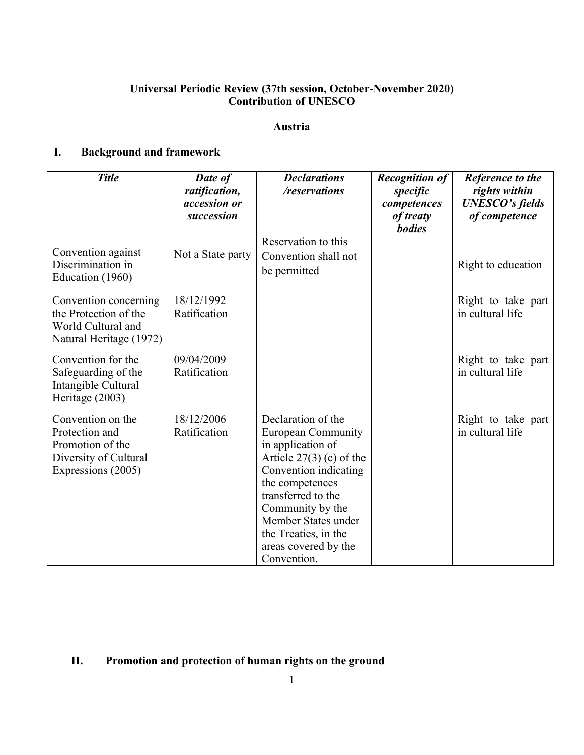**Universal Periodic Review (37th session, October-November 2020)**
**Contribution of UNESCO**

**Austria**

## I. Background and framework

| *Title* | *Date of ratification, accession or succession* | *Declarations /reservations* | *Recognition of specific competences of treaty bodies* | *Reference to the rights within UNESCO's fields of competence* |
|---|---|---|---|---|
| Convention against Discrimination in Education (1960) | Not a State party | Reservation to this Convention shall not be permitted | | Right to education |
| Convention concerning the Protection of the World Cultural and Natural Heritage (1972) | 18/12/1992 Ratification | | | Right to take part in cultural life |
| Convention for the Safeguarding of the Intangible Cultural Heritage (2003) | 09/04/2009 Ratification | | | Right to take part in cultural life |
| Convention on the Protection and Promotion of the Diversity of Cultural Expressions (2005) | 18/12/2006 Ratification | Declaration of the European Community in application of Article 27(3) (c) of the Convention indicating the competences transferred to the Community by the Member States under the Treaties, in the areas covered by the Convention. | | Right to take part in cultural life |

## II. Promotion and protection of human rights on the ground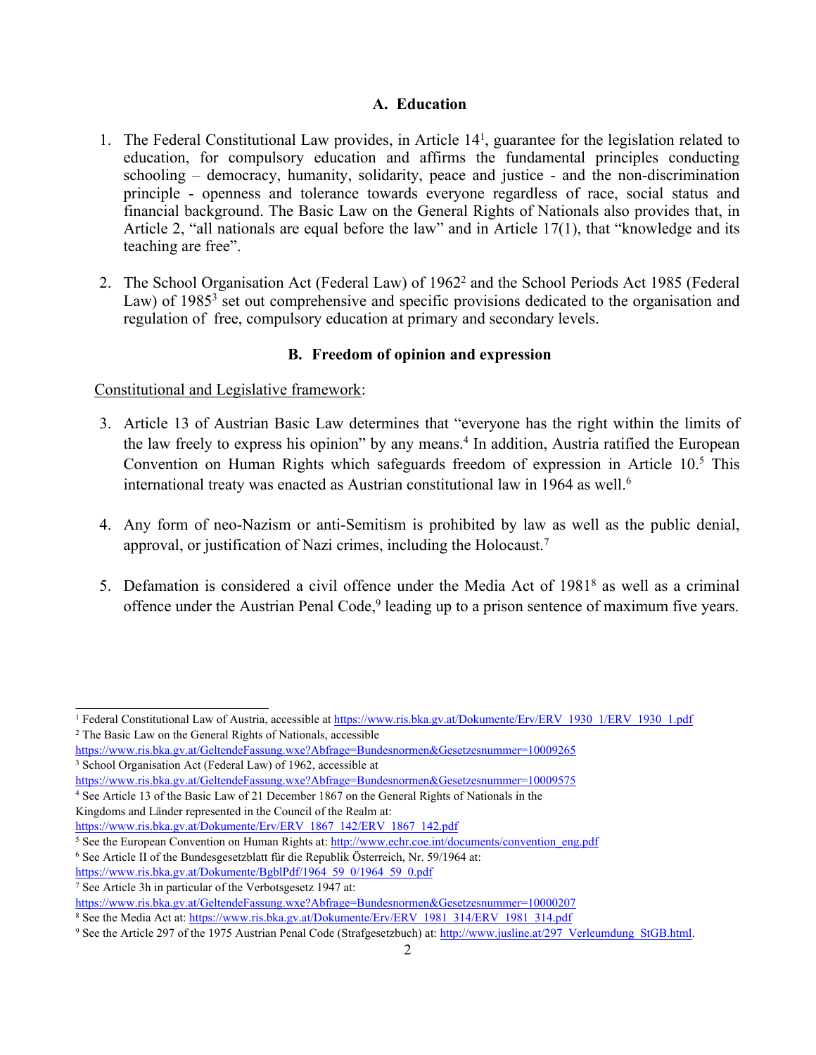### A. Education

1. The Federal Constitutional Law provides, in Article 14[1], guarantee for the legislation related to education, for compulsory education and affirms the fundamental principles conducting schooling – democracy, humanity, solidarity, peace and justice - and the non-discrimination principle - openness and tolerance towards everyone regardless of race, social status and financial background. The Basic Law on the General Rights of Nationals also provides that, in Article 2, "all nationals are equal before the law" and in Article 17(1), that "knowledge and its teaching are free".

2. The School Organisation Act (Federal Law) of 1962[2] and the School Periods Act 1985 (Federal Law) of 1985[3] set out comprehensive and specific provisions dedicated to the organisation and regulation of free, compulsory education at primary and secondary levels.

### B. Freedom of opinion and expression

<u>Constitutional and Legislative framework</u>:

3. Article 13 of Austrian Basic Law determines that "everyone has the right within the limits of the law freely to express his opinion" by any means.[4] In addition, Austria ratified the European Convention on Human Rights which safeguards freedom of expression in Article 10.[5] This international treaty was enacted as Austrian constitutional law in 1964 as well.[6]

4. Any form of neo-Nazism or anti-Semitism is prohibited by law as well as the public denial, approval, or justification of Nazi crimes, including the Holocaust.[7]

5. Defamation is considered a civil offence under the Media Act of 1981[8] as well as a criminal offence under the Austrian Penal Code,[9] leading up to a prison sentence of maximum five years.

---

[1] Federal Constitutional Law of Austria, accessible at https://www.ris.bka.gv.at/Dokumente/Erv/ERV_1930_1/ERV_1930_1.pdf

[2] The Basic Law on the General Rights of Nationals, accessible https://www.ris.bka.gv.at/GeltendeFassung.wxe?Abfrage=Bundesnormen&Gesetzesnummer=10009265

[3] School Organisation Act (Federal Law) of 1962, accessible at https://www.ris.bka.gv.at/GeltendeFassung.wxe?Abfrage=Bundesnormen&Gesetzesnummer=10009575

[4] See Article 13 of the Basic Law of 21 December 1867 on the General Rights of Nationals in the Kingdoms and Länder represented in the Council of the Realm at: https://www.ris.bka.gv.at/Dokumente/Erv/ERV_1867_142/ERV_1867_142.pdf

[5] See the European Convention on Human Rights at: http://www.echr.coe.int/documents/convention_eng.pdf

[6] See Article II of the Bundesgesetzblatt für die Republik Österreich, Nr. 59/1964 at: https://www.ris.bka.gv.at/Dokumente/BgblPdf/1964_59_0/1964_59_0.pdf

[7] See Article 3h in particular of the Verbotsgesetz 1947 at: https://www.ris.bka.gv.at/GeltendeFassung.wxe?Abfrage=Bundesnormen&Gesetzesnummer=10000207

[8] See the Media Act at: https://www.ris.bka.gv.at/Dokumente/Erv/ERV_1981_314/ERV_1981_314.pdf

[9] See the Article 297 of the 1975 Austrian Penal Code (Strafgesetzbuch) at: http://www.jusline.at/297_Verleumdung_StGB.html.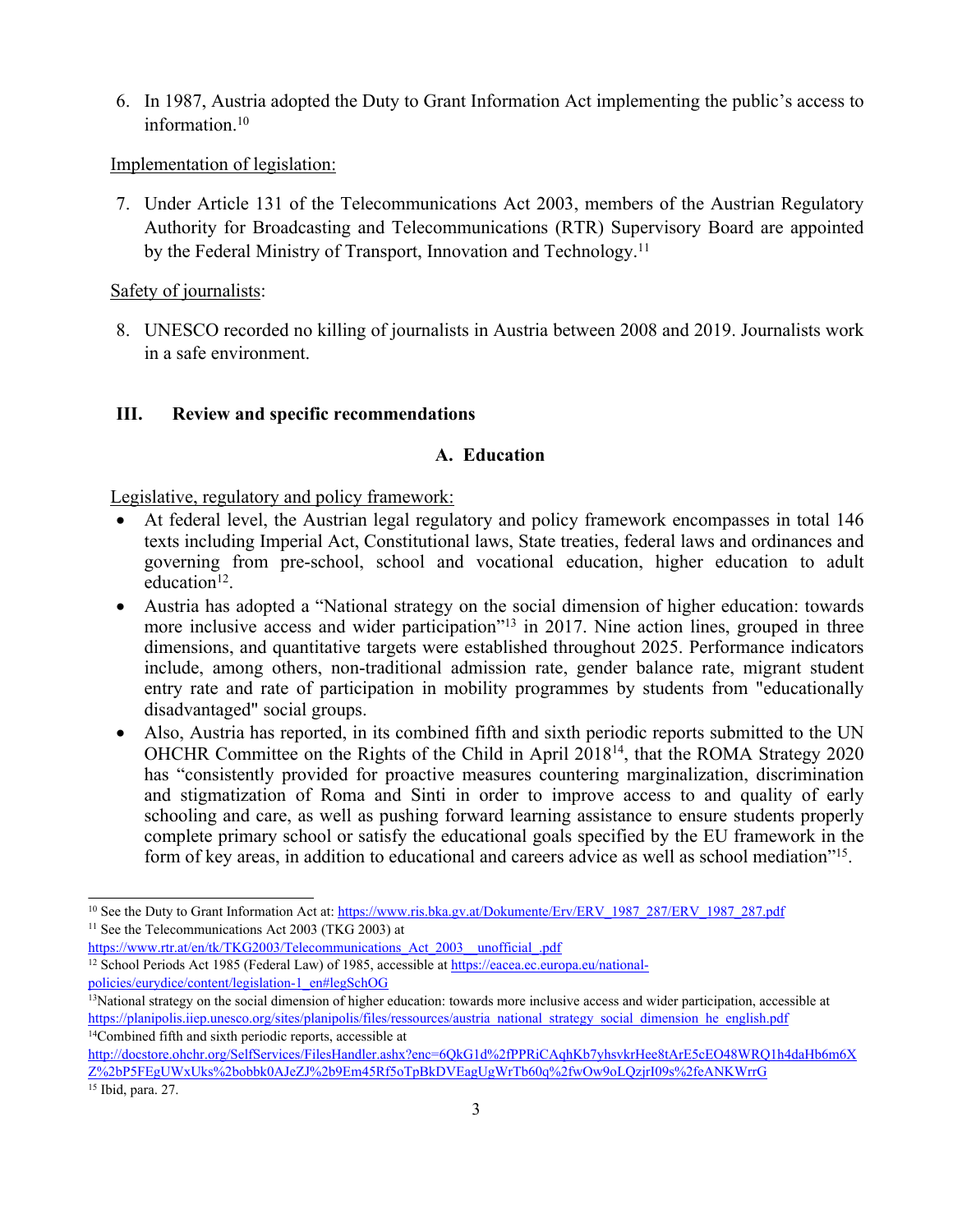6. In 1987, Austria adopted the Duty to Grant Information Act implementing the public's access to information.[10]

Implementation of legislation:

7. Under Article 131 of the Telecommunications Act 2003, members of the Austrian Regulatory Authority for Broadcasting and Telecommunications (RTR) Supervisory Board are appointed by the Federal Ministry of Transport, Innovation and Technology.[11]

Safety of journalists:

8. UNESCO recorded no killing of journalists in Austria between 2008 and 2019. Journalists work in a safe environment.

## III. Review and specific recommendations

### A. Education

Legislative, regulatory and policy framework:

- At federal level, the Austrian legal regulatory and policy framework encompasses in total 146 texts including Imperial Act, Constitutional laws, State treaties, federal laws and ordinances and governing from pre-school, school and vocational education, higher education to adult education[12].
- Austria has adopted a "National strategy on the social dimension of higher education: towards more inclusive access and wider participation"[13] in 2017. Nine action lines, grouped in three dimensions, and quantitative targets were established throughout 2025. Performance indicators include, among others, non-traditional admission rate, gender balance rate, migrant student entry rate and rate of participation in mobility programmes by students from "educationally disadvantaged" social groups.
- Also, Austria has reported, in its combined fifth and sixth periodic reports submitted to the UN OHCHR Committee on the Rights of the Child in April 2018[14], that the ROMA Strategy 2020 has "consistently provided for proactive measures countering marginalization, discrimination and stigmatization of Roma and Sinti in order to improve access to and quality of early schooling and care, as well as pushing forward learning assistance to ensure students properly complete primary school or satisfy the educational goals specified by the EU framework in the form of key areas, in addition to educational and careers advice as well as school mediation"[15].

---

[10] See the Duty to Grant Information Act at: https://www.ris.bka.gv.at/Dokumente/Erv/ERV_1987_287/ERV_1987_287.pdf

[11] See the Telecommunications Act 2003 (TKG 2003) at https://www.rtr.at/en/tk/TKG2003/Telecommunications_Act_2003__unofficial_.pdf

[12] School Periods Act 1985 (Federal Law) of 1985, accessible at https://eacea.ec.europa.eu/national-policies/eurydice/content/legislation-1_en#legSchOG

[13] National strategy on the social dimension of higher education: towards more inclusive access and wider participation, accessible at https://planipolis.iiep.unesco.org/sites/planipolis/files/ressources/austria_national_strategy_social_dimension_he_english.pdf

[14] Combined fifth and sixth periodic reports, accessible at http://docstore.ohchr.org/SelfServices/FilesHandler.ashx?enc=6QkG1d%2fPPRiCAqhKb7yhsvkrHee8tArE5cEO48WRQ1h4daHb6m6XZ%2bP5FEgUWxUks%2bobbk0AJeZJ%2b9Em45Rf5oTpBkDVEagUgWrTb60q%2fwOw9oLQzjrI09s%2feANKWrrG

[15] Ibid, para. 27.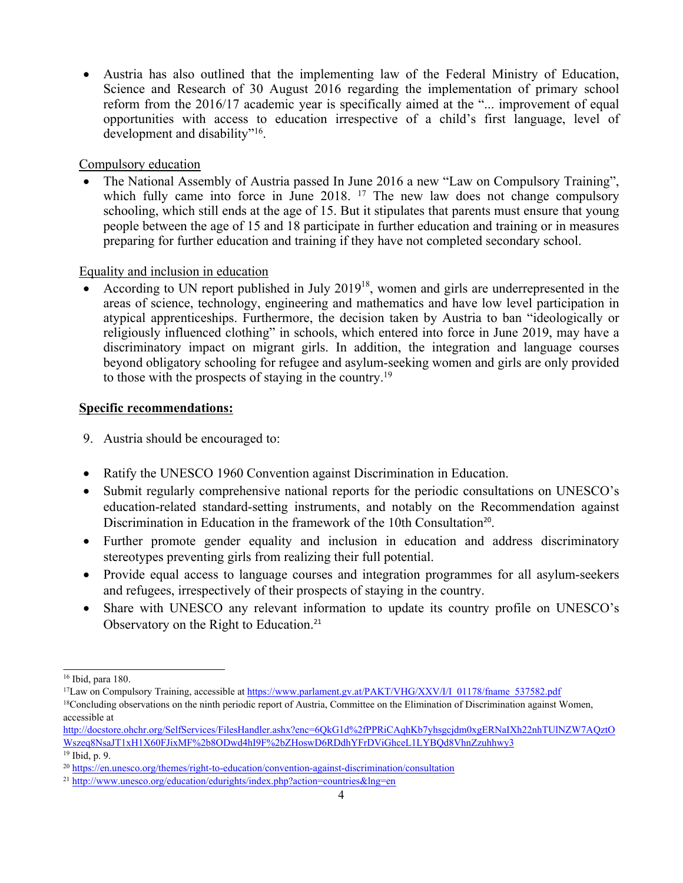- Austria has also outlined that the implementing law of the Federal Ministry of Education, Science and Research of 30 August 2016 regarding the implementation of primary school reform from the 2016/17 academic year is specifically aimed at the "... improvement of equal opportunities with access to education irrespective of a child's first language, level of development and disability"[16].

Compulsory education

- The National Assembly of Austria passed In June 2016 a new "Law on Compulsory Training", which fully came into force in June 2018. [17] The new law does not change compulsory schooling, which still ends at the age of 15. But it stipulates that parents must ensure that young people between the age of 15 and 18 participate in further education and training or in measures preparing for further education and training if they have not completed secondary school.

Equality and inclusion in education

- According to UN report published in July 2019[18], women and girls are underrepresented in the areas of science, technology, engineering and mathematics and have low level participation in atypical apprenticeships. Furthermore, the decision taken by Austria to ban "ideologically or religiously influenced clothing" in schools, which entered into force in June 2019, may have a discriminatory impact on migrant girls. In addition, the integration and language courses beyond obligatory schooling for refugee and asylum-seeking women and girls are only provided to those with the prospects of staying in the country.[19]

**Specific recommendations:**

9. Austria should be encouraged to:

- Ratify the UNESCO 1960 Convention against Discrimination in Education.
- Submit regularly comprehensive national reports for the periodic consultations on UNESCO's education-related standard-setting instruments, and notably on the Recommendation against Discrimination in Education in the framework of the 10th Consultation[20].
- Further promote gender equality and inclusion in education and address discriminatory stereotypes preventing girls from realizing their full potential.
- Provide equal access to language courses and integration programmes for all asylum-seekers and refugees, irrespectively of their prospects of staying in the country.
- Share with UNESCO any relevant information to update its country profile on UNESCO's Observatory on the Right to Education.[21]

---

[16] Ibid, para 180.

[17] Law on Compulsory Training, accessible at https://www.parlament.gv.at/PAKT/VHG/XXV/I/I_01178/fname_537582.pdf

[18] Concluding observations on the ninth periodic report of Austria, Committee on the Elimination of Discrimination against Women, accessible at http://docstore.ohchr.org/SelfServices/FilesHandler.ashx?enc=6QkG1d%2fPPRiCAqhKb7yhsgcjdm0xgERNaIXh22nhTUlNZW7AQztOWszeq8NsaJT1xH1X60FJixMF%2b8ODwd4hI9F%2bZHoswD6RDdhYFrDViGhceL1LYBQd8VhnZzuhhwy3

[19] Ibid, p. 9.

[20] https://en.unesco.org/themes/right-to-education/convention-against-discrimination/consultation

[21] http://www.unesco.org/education/edurights/index.php?action=countries&lng=en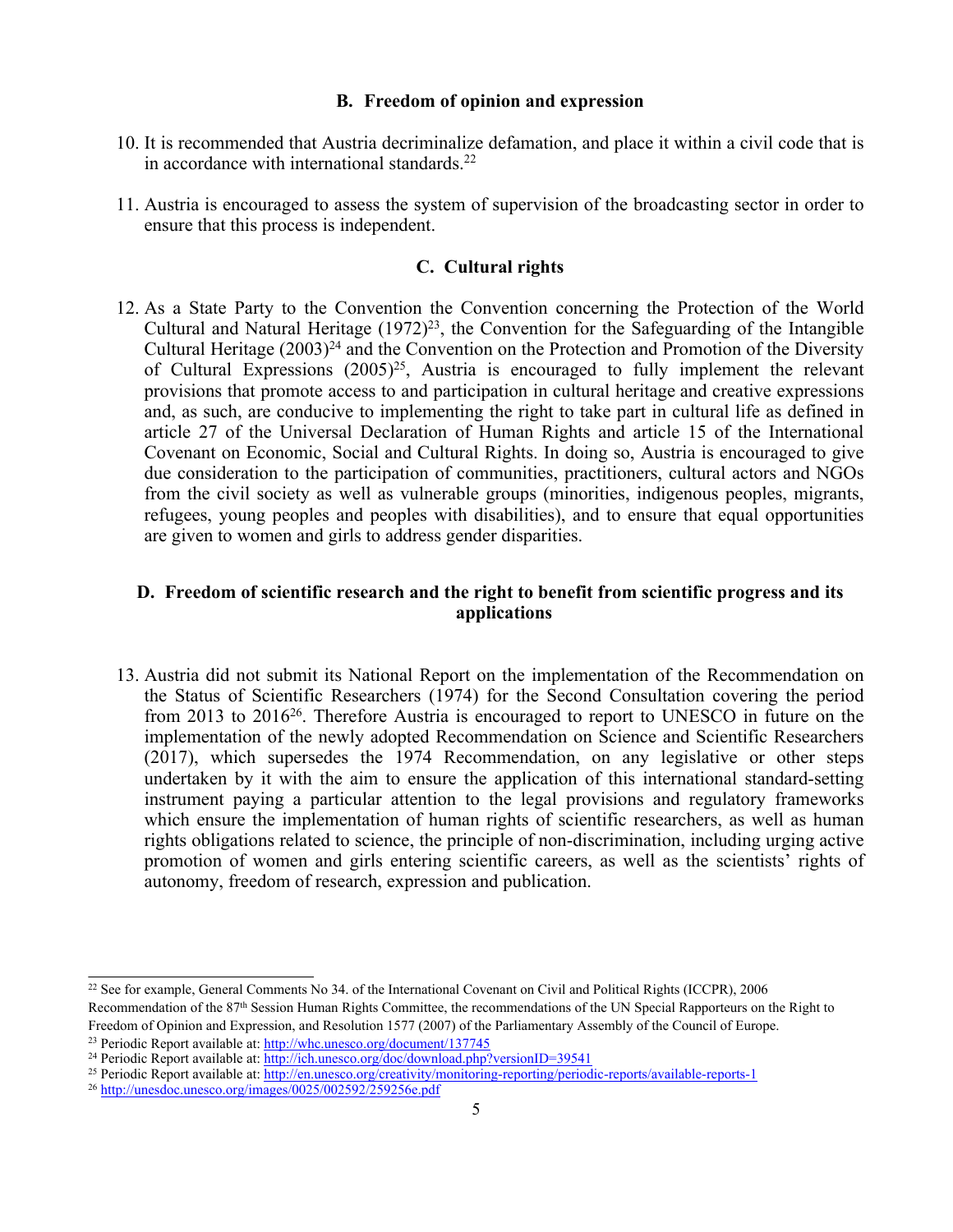## B. Freedom of opinion and expression

10. It is recommended that Austria decriminalize defamation, and place it within a civil code that is in accordance with international standards.[22]

11. Austria is encouraged to assess the system of supervision of the broadcasting sector in order to ensure that this process is independent.

## C. Cultural rights

12. As a State Party to the Convention the Convention concerning the Protection of the World Cultural and Natural Heritage (1972)[23], the Convention for the Safeguarding of the Intangible Cultural Heritage (2003)[24] and the Convention on the Protection and Promotion of the Diversity of Cultural Expressions (2005)[25], Austria is encouraged to fully implement the relevant provisions that promote access to and participation in cultural heritage and creative expressions and, as such, are conducive to implementing the right to take part in cultural life as defined in article 27 of the Universal Declaration of Human Rights and article 15 of the International Covenant on Economic, Social and Cultural Rights. In doing so, Austria is encouraged to give due consideration to the participation of communities, practitioners, cultural actors and NGOs from the civil society as well as vulnerable groups (minorities, indigenous peoples, migrants, refugees, young peoples and peoples with disabilities), and to ensure that equal opportunities are given to women and girls to address gender disparities.

## D. Freedom of scientific research and the right to benefit from scientific progress and its applications

13. Austria did not submit its National Report on the implementation of the Recommendation on the Status of Scientific Researchers (1974) for the Second Consultation covering the period from 2013 to 2016[26]. Therefore Austria is encouraged to report to UNESCO in future on the implementation of the newly adopted Recommendation on Science and Scientific Researchers (2017), which supersedes the 1974 Recommendation, on any legislative or other steps undertaken by it with the aim to ensure the application of this international standard-setting instrument paying a particular attention to the legal provisions and regulatory frameworks which ensure the implementation of human rights of scientific researchers, as well as human rights obligations related to science, the principle of non-discrimination, including urging active promotion of women and girls entering scientific careers, as well as the scientists' rights of autonomy, freedom of research, expression and publication.

---

[22] See for example, General Comments No 34. of the International Covenant on Civil and Political Rights (ICCPR), 2006 Recommendation of the 87th Session Human Rights Committee, the recommendations of the UN Special Rapporteurs on the Right to Freedom of Opinion and Expression, and Resolution 1577 (2007) of the Parliamentary Assembly of the Council of Europe.

[23] Periodic Report available at: http://whc.unesco.org/document/137745

[24] Periodic Report available at: http://ich.unesco.org/doc/download.php?versionID=39541

[25] Periodic Report available at: http://en.unesco.org/creativity/monitoring-reporting/periodic-reports/available-reports-1

[26] http://unesdoc.unesco.org/images/0025/002592/259256e.pdf